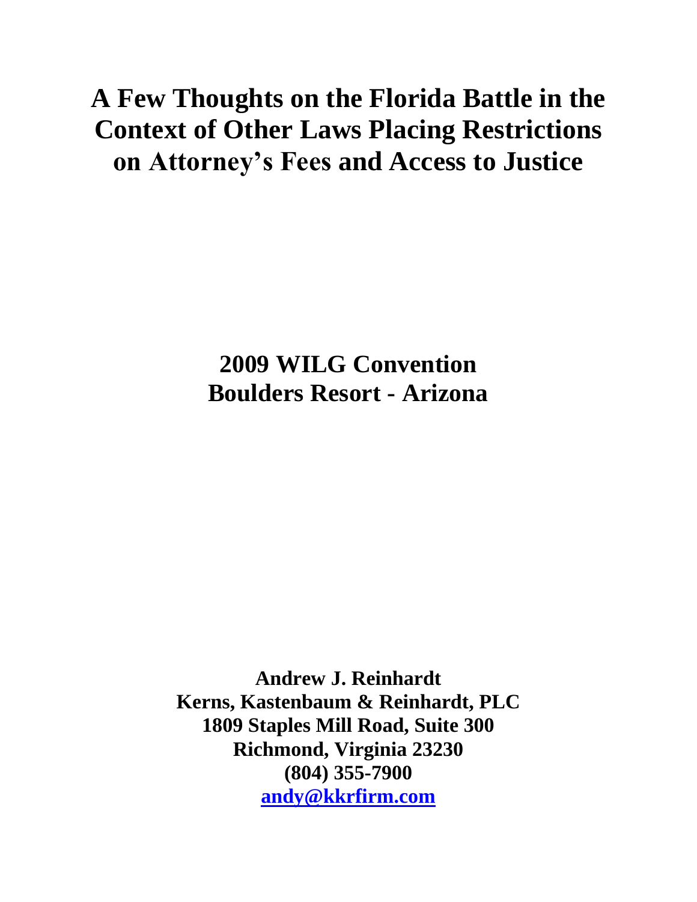# A Few Thoughts on the Florida Battle in the Context of Other Laws Placing Restrictions on Attorney's Fees and Access to Justice

**2009 WILG Convention**
**Boulders Resort - Arizona**

**Andrew J. Reinhardt**
**Kerns, Kastenbaum & Reinhardt, PLC**
**1809 Staples Mill Road, Suite 300**
**Richmond, Virginia 23230**
**(804) 355-7900**
**andy@kkrfirm.com**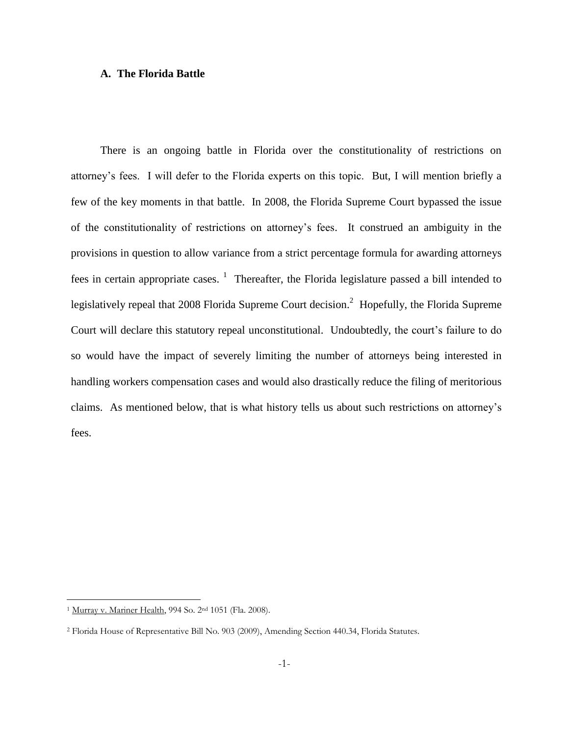### A. The Florida Battle

There is an ongoing battle in Florida over the constitutionality of restrictions on attorney's fees. I will defer to the Florida experts on this topic. But, I will mention briefly a few of the key moments in that battle. In 2008, the Florida Supreme Court bypassed the issue of the constitutionality of restrictions on attorney's fees. It construed an ambiguity in the provisions in question to allow variance from a strict percentage formula for awarding attorneys fees in certain appropriate cases. [1] Thereafter, the Florida legislature passed a bill intended to legislatively repeal that 2008 Florida Supreme Court decision.[2] Hopefully, the Florida Supreme Court will declare this statutory repeal unconstitutional. Undoubtedly, the court's failure to do so would have the impact of severely limiting the number of attorneys being interested in handling workers compensation cases and would also drastically reduce the filing of meritorious claims. As mentioned below, that is what history tells us about such restrictions on attorney's fees.

---

[1] Murray v. Mariner Health, 994 So. 2nd 1051 (Fla. 2008).

[2] Florida House of Representative Bill No. 903 (2009), Amending Section 440.34, Florida Statutes.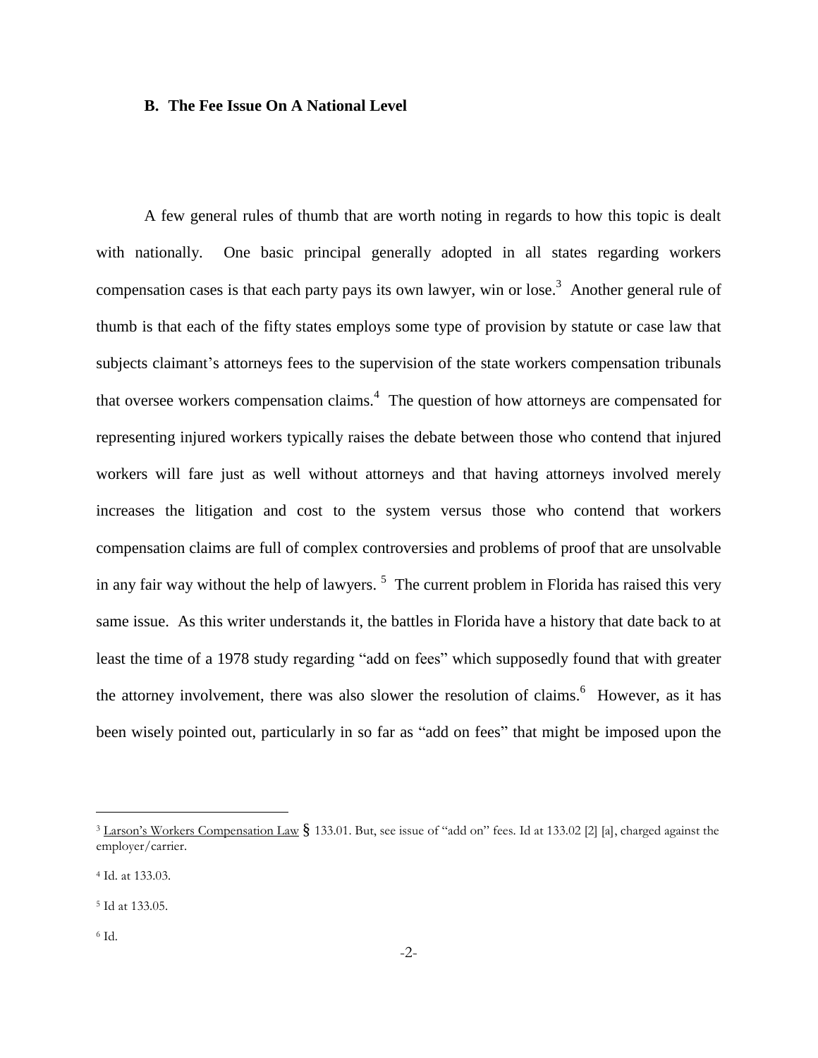### B. The Fee Issue On A National Level

A few general rules of thumb that are worth noting in regards to how this topic is dealt with nationally. One basic principal generally adopted in all states regarding workers compensation cases is that each party pays its own lawyer, win or lose.[3] Another general rule of thumb is that each of the fifty states employs some type of provision by statute or case law that subjects claimant's attorneys fees to the supervision of the state workers compensation tribunals that oversee workers compensation claims.[4] The question of how attorneys are compensated for representing injured workers typically raises the debate between those who contend that injured workers will fare just as well without attorneys and that having attorneys involved merely increases the litigation and cost to the system versus those who contend that workers compensation claims are full of complex controversies and problems of proof that are unsolvable in any fair way without the help of lawyers.[5] The current problem in Florida has raised this very same issue. As this writer understands it, the battles in Florida have a history that date back to at least the time of a 1978 study regarding "add on fees" which supposedly found that with greater the attorney involvement, there was also slower the resolution of claims.[6] However, as it has been wisely pointed out, particularly in so far as "add on fees" that might be imposed upon the

---

[3] Larson's Workers Compensation Law § 133.01. But, see issue of "add on" fees. Id at 133.02 [2] [a], charged against the employer/carrier.

[4] Id. at 133.03.

[5] Id at 133.05.

[6] Id.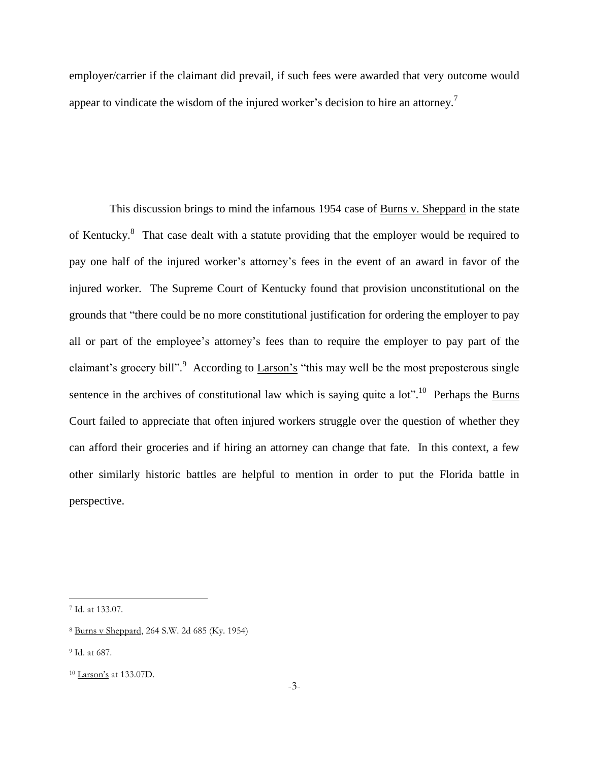employer/carrier if the claimant did prevail, if such fees were awarded that very outcome would appear to vindicate the wisdom of the injured worker's decision to hire an attorney.[7]

This discussion brings to mind the infamous 1954 case of Burns v. Sheppard in the state of Kentucky.[8] That case dealt with a statute providing that the employer would be required to pay one half of the injured worker's attorney's fees in the event of an award in favor of the injured worker. The Supreme Court of Kentucky found that provision unconstitutional on the grounds that "there could be no more constitutional justification for ordering the employer to pay all or part of the employee's attorney's fees than to require the employer to pay part of the claimant's grocery bill".[9] According to Larson's "this may well be the most preposterous single sentence in the archives of constitutional law which is saying quite a lot".[10] Perhaps the Burns Court failed to appreciate that often injured workers struggle over the question of whether they can afford their groceries and if hiring an attorney can change that fate. In this context, a few other similarly historic battles are helpful to mention in order to put the Florida battle in perspective.

---

[7] Id. at 133.07.

[8] Burns v Sheppard, 264 S.W. 2d 685 (Ky. 1954)

[9] Id. at 687.

[10] Larson's at 133.07D.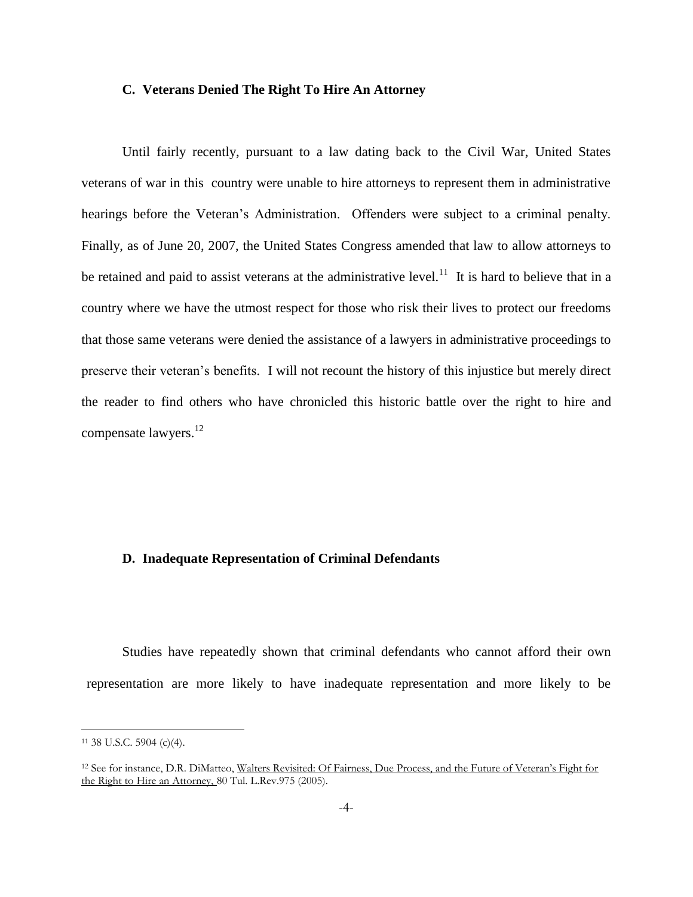### C. Veterans Denied The Right To Hire An Attorney

Until fairly recently, pursuant to a law dating back to the Civil War, United States veterans of war in this country were unable to hire attorneys to represent them in administrative hearings before the Veteran's Administration. Offenders were subject to a criminal penalty. Finally, as of June 20, 2007, the United States Congress amended that law to allow attorneys to be retained and paid to assist veterans at the administrative level.[11] It is hard to believe that in a country where we have the utmost respect for those who risk their lives to protect our freedoms that those same veterans were denied the assistance of a lawyers in administrative proceedings to preserve their veteran's benefits. I will not recount the history of this injustice but merely direct the reader to find others who have chronicled this historic battle over the right to hire and compensate lawyers.[12]

### D. Inadequate Representation of Criminal Defendants

Studies have repeatedly shown that criminal defendants who cannot afford their own representation are more likely to have inadequate representation and more likely to be

---

[11] 38 U.S.C. 5904 (c)(4).

[12] See for instance, D.R. DiMatteo, Walters Revisited: Of Fairness, Due Process, and the Future of Veteran's Fight for the Right to Hire an Attorney, 80 Tul. L.Rev.975 (2005).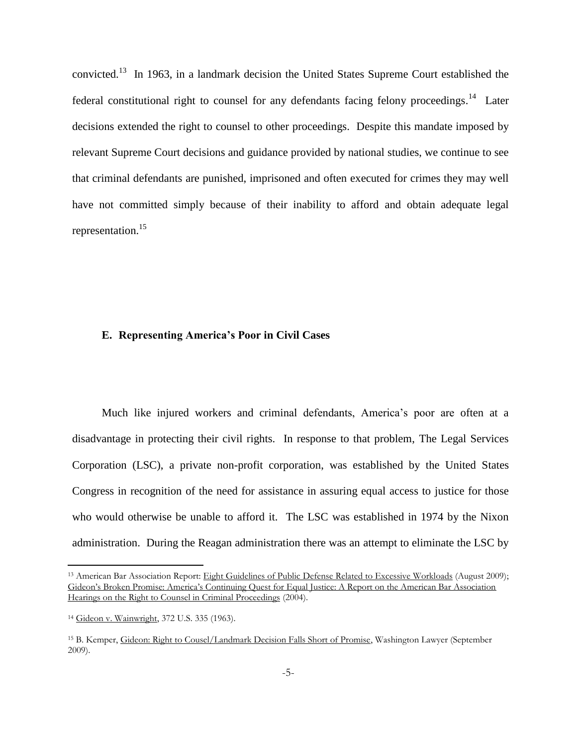convicted.[13] In 1963, in a landmark decision the United States Supreme Court established the federal constitutional right to counsel for any defendants facing felony proceedings.[14] Later decisions extended the right to counsel to other proceedings. Despite this mandate imposed by relevant Supreme Court decisions and guidance provided by national studies, we continue to see that criminal defendants are punished, imprisoned and often executed for crimes they may well have not committed simply because of their inability to afford and obtain adequate legal representation.[15]

### E. Representing America's Poor in Civil Cases

Much like injured workers and criminal defendants, America's poor are often at a disadvantage in protecting their civil rights. In response to that problem, The Legal Services Corporation (LSC), a private non-profit corporation, was established by the United States Congress in recognition of the need for assistance in assuring equal access to justice for those who would otherwise be unable to afford it. The LSC was established in 1974 by the Nixon administration. During the Reagan administration there was an attempt to eliminate the LSC by

---

[13] American Bar Association Report: Eight Guidelines of Public Defense Related to Excessive Workloads (August 2009); Gideon's Broken Promise: America's Continuing Quest for Equal Justice: A Report on the American Bar Association Hearings on the Right to Counsel in Criminal Proceedings (2004).

[14] Gideon v. Wainwright, 372 U.S. 335 (1963).

[15] B. Kemper, Gideon: Right to Cousel/Landmark Decision Falls Short of Promise, Washington Lawyer (September 2009).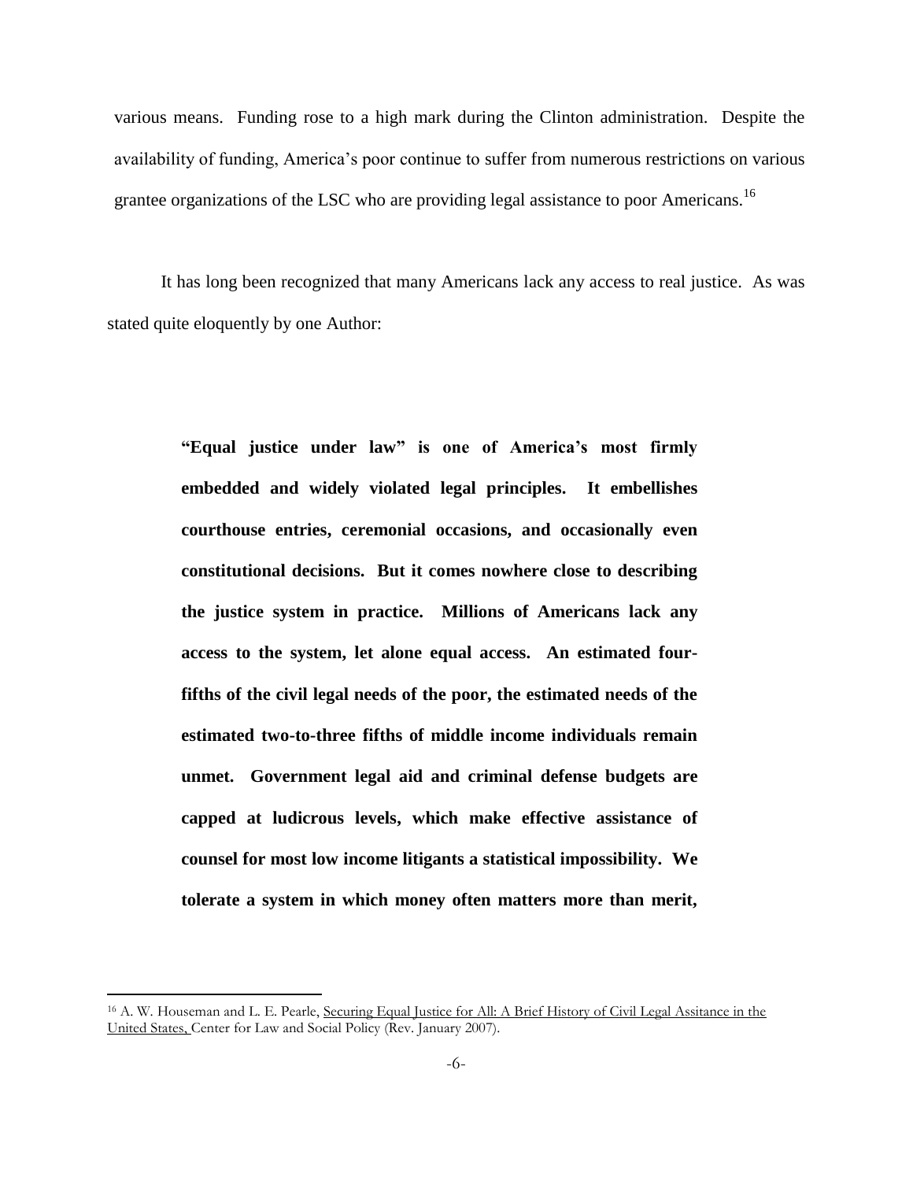various means. Funding rose to a high mark during the Clinton administration. Despite the availability of funding, America's poor continue to suffer from numerous restrictions on various grantee organizations of the LSC who are providing legal assistance to poor Americans.[16]

It has long been recognized that many Americans lack any access to real justice. As was stated quite eloquently by one Author:

> **"Equal justice under law" is one of America's most firmly embedded and widely violated legal principles. It embellishes courthouse entries, ceremonial occasions, and occasionally even constitutional decisions. But it comes nowhere close to describing the justice system in practice. Millions of Americans lack any access to the system, let alone equal access. An estimated four-fifths of the civil legal needs of the poor, the estimated needs of the estimated two-to-three fifths of middle income individuals remain unmet. Government legal aid and criminal defense budgets are capped at ludicrous levels, which make effective assistance of counsel for most low income litigants a statistical impossibility. We tolerate a system in which money often matters more than merit,**

[16] A. W. Houseman and L. E. Pearle, Securing Equal Justice for All: A Brief History of Civil Legal Assitance in the United States, Center for Law and Social Policy (Rev. January 2007).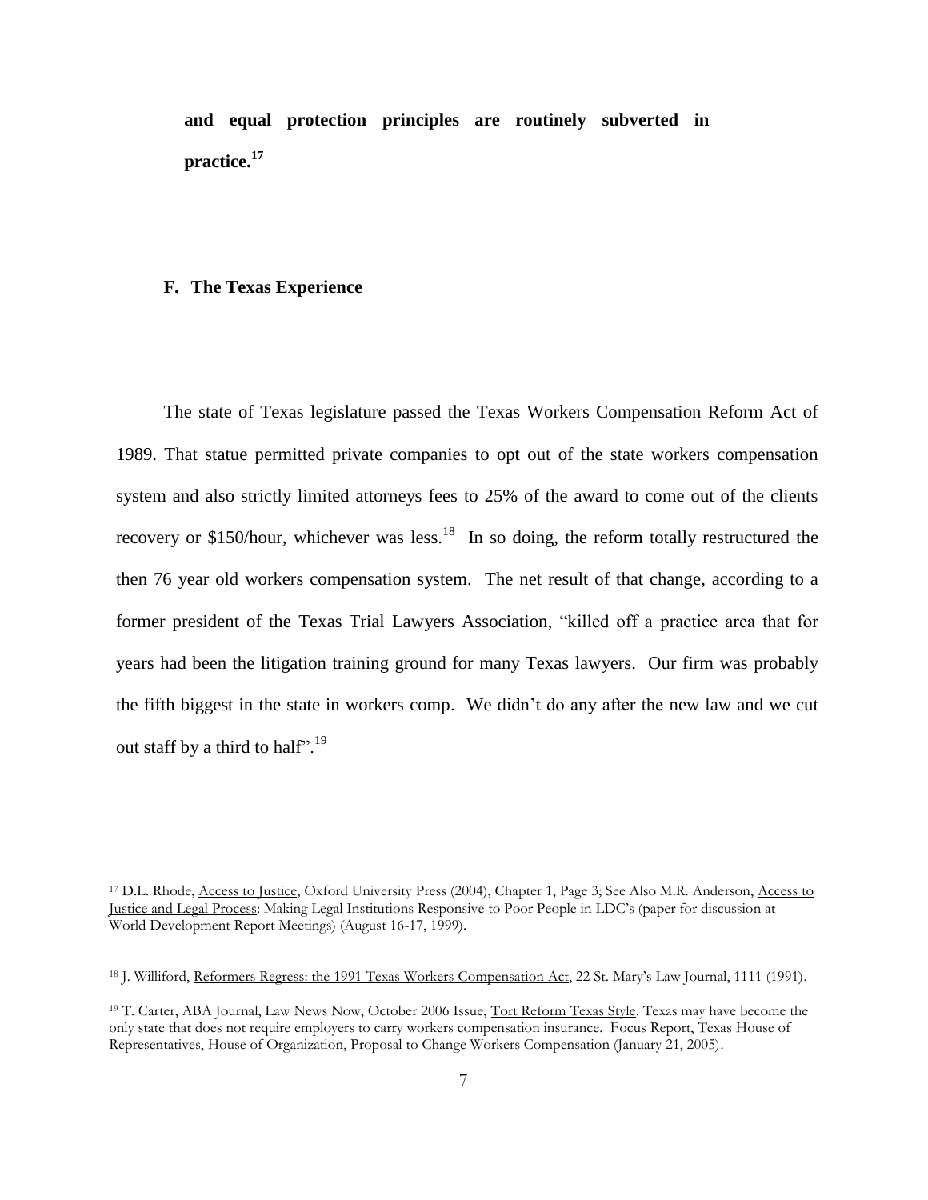**and equal protection principles are routinely subverted in practice.**[17]

### F. The Texas Experience

The state of Texas legislature passed the Texas Workers Compensation Reform Act of 1989. That statue permitted private companies to opt out of the state workers compensation system and also strictly limited attorneys fees to 25% of the award to come out of the clients recovery or \$150/hour, whichever was less.[18] In so doing, the reform totally restructured the then 76 year old workers compensation system. The net result of that change, according to a former president of the Texas Trial Lawyers Association, "killed off a practice area that for years had been the litigation training ground for many Texas lawyers. Our firm was probably the fifth biggest in the state in workers comp. We didn't do any after the new law and we cut out staff by a third to half".[19]

---

[17] D.L. Rhode, Access to Justice, Oxford University Press (2004), Chapter 1, Page 3; See Also M.R. Anderson, Access to Justice and Legal Process: Making Legal Institutions Responsive to Poor People in LDC's (paper for discussion at World Development Report Meetings) (August 16-17, 1999).

[18] J. Williford, Reformers Regress: the 1991 Texas Workers Compensation Act, 22 St. Mary's Law Journal, 1111 (1991).

[19] T. Carter, ABA Journal, Law News Now, October 2006 Issue, Tort Reform Texas Style. Texas may have become the only state that does not require employers to carry workers compensation insurance. Focus Report, Texas House of Representatives, House of Organization, Proposal to Change Workers Compensation (January 21, 2005).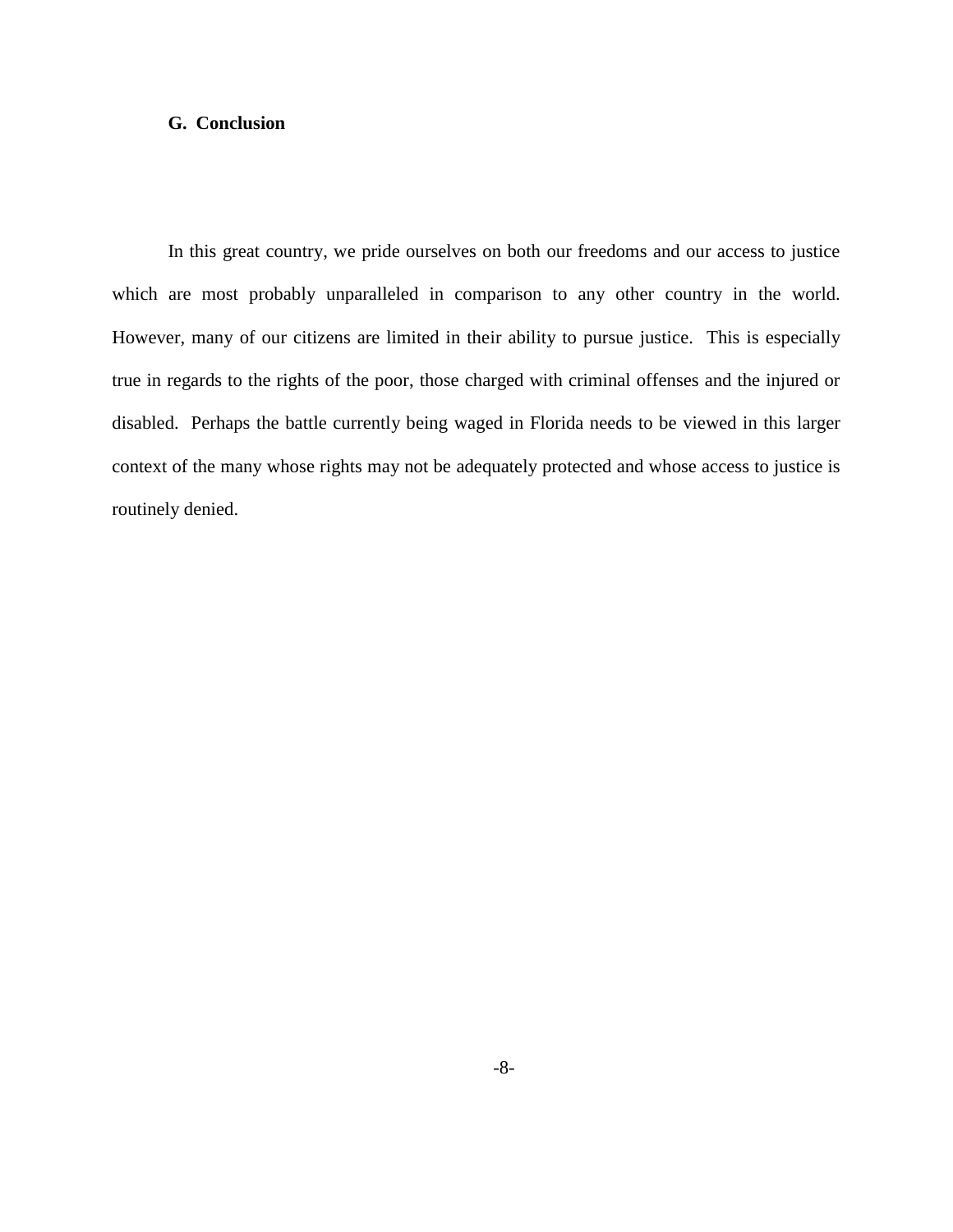### G. Conclusion

In this great country, we pride ourselves on both our freedoms and our access to justice which are most probably unparalleled in comparison to any other country in the world. However, many of our citizens are limited in their ability to pursue justice. This is especially true in regards to the rights of the poor, those charged with criminal offenses and the injured or disabled. Perhaps the battle currently being waged in Florida needs to be viewed in this larger context of the many whose rights may not be adequately protected and whose access to justice is routinely denied.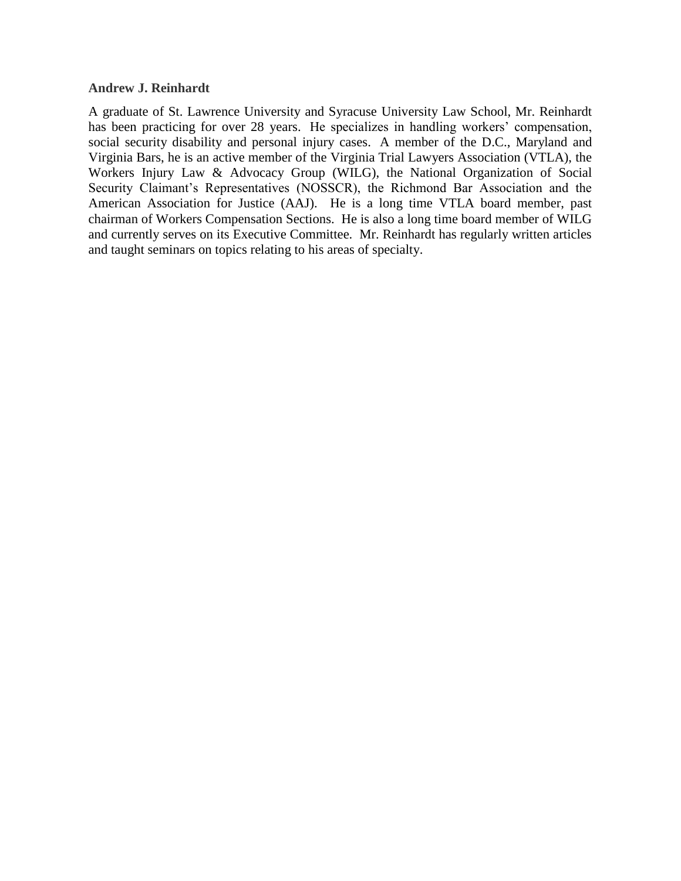**Andrew J. Reinhardt**

A graduate of St. Lawrence University and Syracuse University Law School, Mr. Reinhardt has been practicing for over 28 years. He specializes in handling workers' compensation, social security disability and personal injury cases. A member of the D.C., Maryland and Virginia Bars, he is an active member of the Virginia Trial Lawyers Association (VTLA), the Workers Injury Law & Advocacy Group (WILG), the National Organization of Social Security Claimant's Representatives (NOSSCR), the Richmond Bar Association and the American Association for Justice (AAJ). He is a long time VTLA board member, past chairman of Workers Compensation Sections. He is also a long time board member of WILG and currently serves on its Executive Committee. Mr. Reinhardt has regularly written articles and taught seminars on topics relating to his areas of specialty.